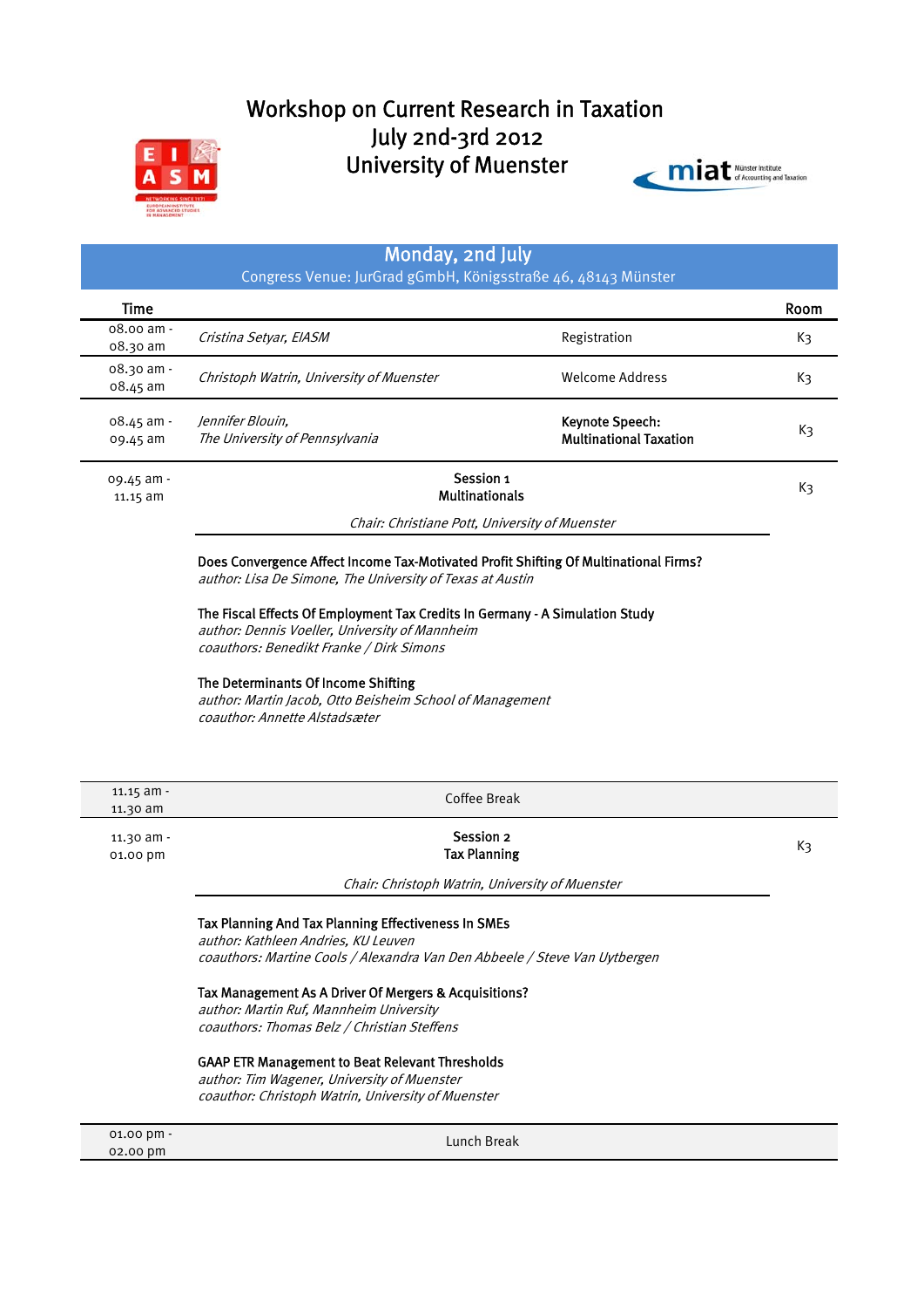# Workshop on Current Research in Taxation
## July 2nd-3rd 2012
## University of Muenster

## Monday, 2nd July

Congress Venue: JurGrad gGmbH, Königsstraße 46, 48143 Münster

| Time | | | Room |
|---|---|---|---|
| 08.00 am - 08.30 am | *Cristina Setyar, EIASM* | Registration | K3 |
| 08.30 am - 08.45 am | *Christoph Watrin, University of Muenster* | Welcome Address | K3 |
| 08.45 am - 09.45 am | *Jennifer Blouin, The University of Pennsylvania* | **Keynote Speech: Multinational Taxation** | K3 |
| 09.45 am - 11.15 am | **Session 1 Multinationals** | | K3 |
| 11.15 am - 11.30 am | Coffee Break | | |
| 11.30 am - 01.00 pm | **Session 2 Tax Planning** | | K3 |
| 01.00 pm - 02.00 pm | Lunch Break | | |

### Session 1 – Multinationals (09.45 am - 11.15 am, Room K3)

*Chair: Christiane Pott, University of Muenster*

**Does Convergence Affect Income Tax-Motivated Profit Shifting Of Multinational Firms?**
*author: Lisa De Simone, The University of Texas at Austin*

**The Fiscal Effects Of Employment Tax Credits In Germany - A Simulation Study**
*author: Dennis Voeller, University of Mannheim*
*coauthors: Benedikt Franke / Dirk Simons*

**The Determinants Of Income Shifting**
*author: Martin Jacob, Otto Beisheim School of Management*
*coauthor: Annette Alstadsæter*

### Session 2 – Tax Planning (11.30 am - 01.00 pm, Room K3)

*Chair: Christoph Watrin, University of Muenster*

**Tax Planning And Tax Planning Effectiveness In SMEs**
*author: Kathleen Andries, KU Leuven*
*coauthors: Martine Cools / Alexandra Van Den Abbeele / Steve Van Uytbergen*

**Tax Management As A Driver Of Mergers & Acquisitions?**
*author: Martin Ruf, Mannheim University*
*coauthors: Thomas Belz / Christian Steffens*

**GAAP ETR Management to Beat Relevant Thresholds**
*author: Tim Wagener, University of Muenster*
*coauthor: Christoph Watrin, University of Muenster*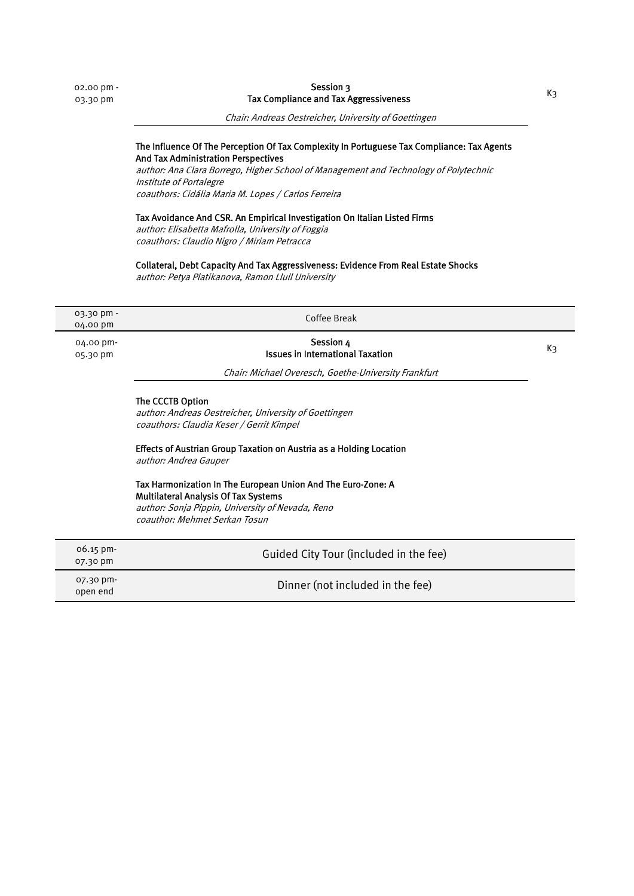02.00 pm - 03.30 pm

**Session 3**
**Tax Compliance and Tax Aggressiveness**

K3

*Chair: Andreas Oestreicher, University of Goettingen*

**The Influence Of The Perception Of Tax Complexity In Portuguese Tax Compliance: Tax Agents And Tax Administration Perspectives**
*author: Ana Clara Borrego, Higher School of Management and Technology of Polytechnic Institute of Portalegre*
*coauthors: Cidália Maria M. Lopes / Carlos Ferreira*

**Tax Avoidance And CSR. An Empirical Investigation On Italian Listed Firms**
*author: Elisabetta Mafrolla, University of Foggia*
*coauthors: Claudio Nigro / Miriam Petracca*

**Collateral, Debt Capacity And Tax Aggressiveness: Evidence From Real Estate Shocks**
*author: Petya Platikanova, Ramon Llull University*

| | | |
|---|---|---|
| 03.30 pm - 04.00 pm | Coffee Break | |

04.00 pm- 05.30 pm

**Session 4**
**Issues in International Taxation**

K3

*Chair: Michael Overesch, Goethe-University Frankfurt*

**The CCCTB Option**
*author: Andreas Oestreicher, University of Goettingen*
*coauthors: Claudia Keser / Gerrit Kimpel*

**Effects of Austrian Group Taxation on Austria as a Holding Location**
*author: Andrea Gauper*

**Tax Harmonization In The European Union And The Euro-Zone: A Multilateral Analysis Of Tax Systems**
*author: Sonja Pippin, University of Nevada, Reno*
*coauthor: Mehmet Serkan Tosun*

| | |
|---|---|
| 06.15 pm- 07.30 pm | Guided City Tour (included in the fee) |
| 07.30 pm- open end | Dinner (not included in the fee) |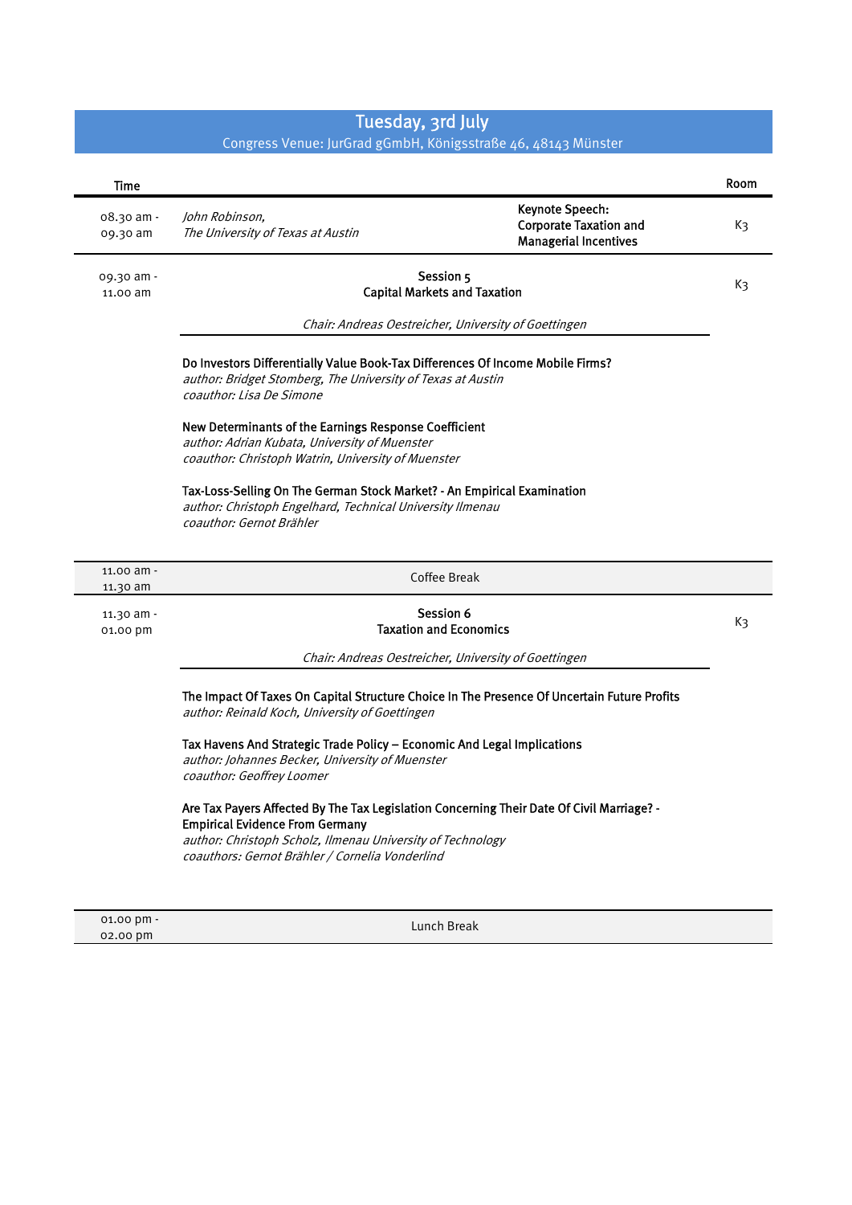## Tuesday, 3rd July

Congress Venue: JurGrad gGmbH, Königsstraße 46, 48143 Münster

| Time | | | Room |
|---|---|---|---|
| 08.30 am - 09.30 am | *John Robinson, The University of Texas at Austin* | **Keynote Speech: Corporate Taxation and Managerial Incentives** | K3 |

**09.30 am - 11.00 am** — Room K3

**Session 5**
**Capital Markets and Taxation**

*Chair: Andreas Oestreicher, University of Goettingen*

**Do Investors Differentially Value Book-Tax Differences Of Income Mobile Firms?**
*author: Bridget Stomberg, The University of Texas at Austin*
*coauthor: Lisa De Simone*

**New Determinants of the Earnings Response Coefficient**
*author: Adrian Kubata, University of Muenster*
*coauthor: Christoph Watrin, University of Muenster*

**Tax-Loss-Selling On The German Stock Market? - An Empirical Examination**
*author: Christoph Engelhard, Technical University Ilmenau*
*coauthor: Gernot Brähler*

**11.00 am - 11.30 am** — Coffee Break

**11.30 am - 01.00 pm** — Room K3

**Session 6**
**Taxation and Economics**

*Chair: Andreas Oestreicher, University of Goettingen*

**The Impact Of Taxes On Capital Structure Choice In The Presence Of Uncertain Future Profits**
*author: Reinald Koch, University of Goettingen*

**Tax Havens And Strategic Trade Policy – Economic And Legal Implications**
*author: Johannes Becker, University of Muenster*
*coauthor: Geoffrey Loomer*

**Are Tax Payers Affected By The Tax Legislation Concerning Their Date Of Civil Marriage? - Empirical Evidence From Germany**
*author: Christoph Scholz, Ilmenau University of Technology*
*coauthors: Gernot Brähler / Cornelia Vonderlind*

**01.00 pm - 02.00 pm** — Lunch Break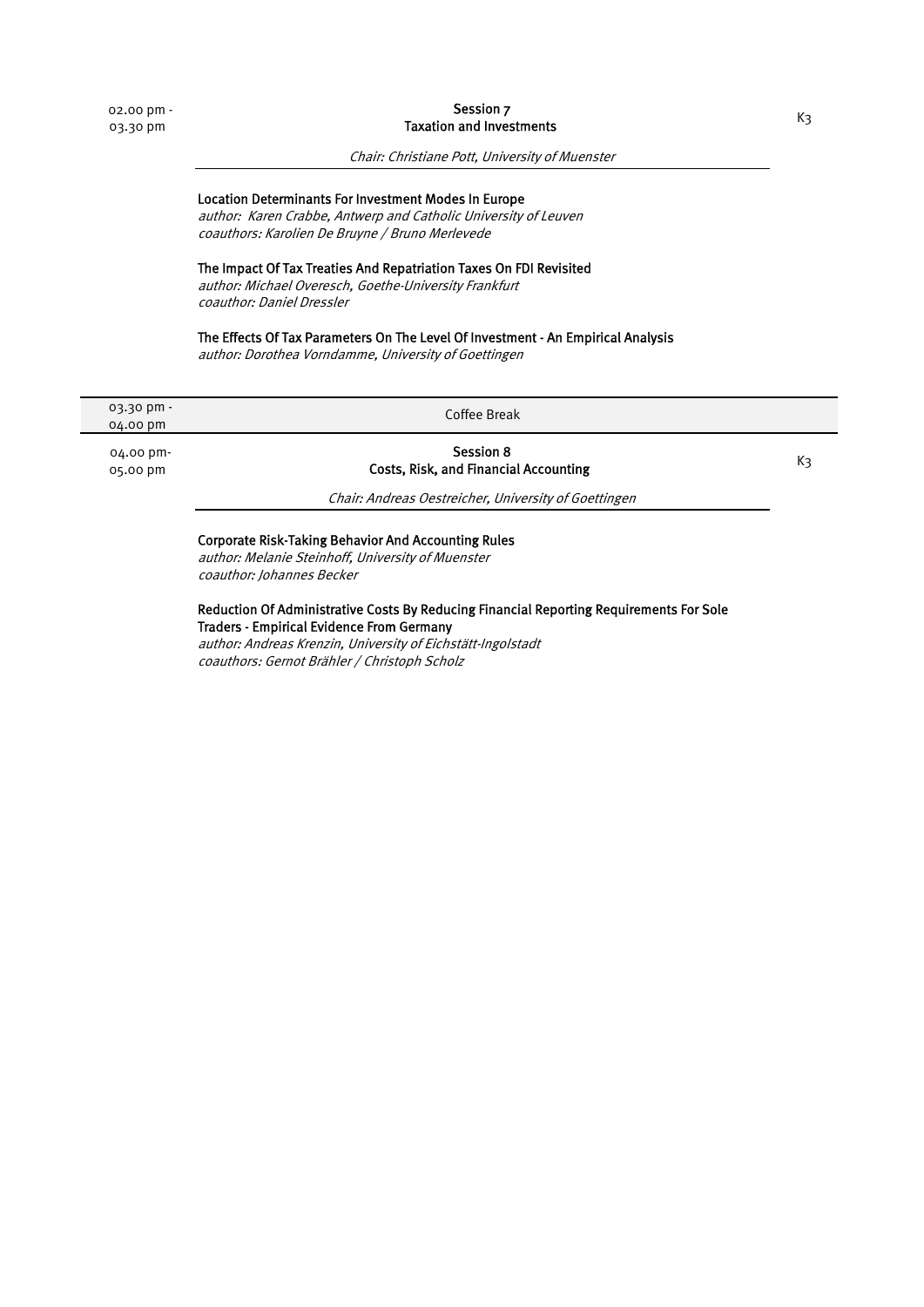02.00 pm - 03.30 pm

**Session 7**
**Taxation and Investments**

K3

*Chair: Christiane Pott, University of Muenster*

**Location Determinants For Investment Modes In Europe**
*author: Karen Crabbe, Antwerp and Catholic University of Leuven*
*coauthors: Karolien De Bruyne / Bruno Merlevede*

**The Impact Of Tax Treaties And Repatriation Taxes On FDI Revisited**
*author: Michael Overesch, Goethe-University Frankfurt*
*coauthor: Daniel Dressler*

**The Effects Of Tax Parameters On The Level Of Investment - An Empirical Analysis**
*author: Dorothea Vorndamme, University of Goettingen*

---

03.30 pm - 04.00 pm

Coffee Break

---

04.00 pm- 05.00 pm

**Session 8**
**Costs, Risk, and Financial Accounting**

K3

*Chair: Andreas Oestreicher, University of Goettingen*

**Corporate Risk-Taking Behavior And Accounting Rules**
*author: Melanie Steinhoff, University of Muenster*
*coauthor: Johannes Becker*

**Reduction Of Administrative Costs By Reducing Financial Reporting Requirements For Sole Traders - Empirical Evidence From Germany**
*author: Andreas Krenzin, University of Eichstätt-Ingolstadt*
*coauthors: Gernot Brähler / Christoph Scholz*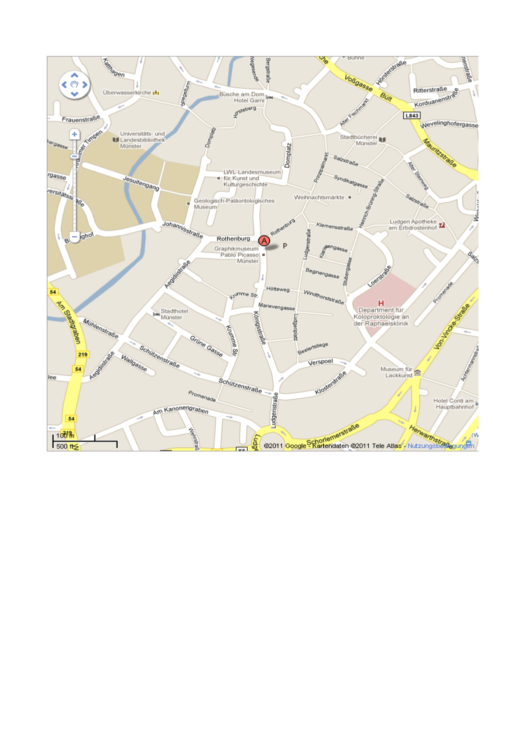Katthagen

Überwasserkirche

Spiegelturm

Büsche am Dom Hotel Garni

Horsteberg

Bergstraße

Neubrückenstraße

Voßgasse

Bült

Hörsterstraße

Ritterstraße

Korduanenstraße

L843

Wevelinghofergasse

Mauritzstraße

Frauenstraße

Universitäts- und Landesbibliothek Münster

Domplatz

Alter Fischmarkt

Stadtbücherei Münster

Salzstraße

Syndikatgasse

Prinzipalmarkt

Alter Steinweg

LWL-Landesmuseum für Kunst und Kulturgeschichte

Jesuitengang

Geologisch-Paläontologisches Museum

Weihnachtsmärkte

Heinrich-Brüning-Straße

Ludgeri Apotheke am Erbdrostenhof

Johannisstraße

Rothenburg

Klemensstraße

Graphikmuseum Pablo Picasso Münster

Ludgeristraße

Klarissengasse

Aegidiistraße

Beginengasse

Stubengasse

Loerstraße

Promenade

Krumme Str.

Hötteweg

Windthorststraße

54

Am Stadtgraben

Stadthotel Münster

Marienvengasse

Department für Koloproktologie an der Raphaelsklinik

Von-Vincke-Straße

Mühlenstraße

Grüne Gasse

Krumme Str.

Königsstraße

Ludgeriplatz

Beelertstiege

219

Aegidiistraße

Schützenstraße

Wallgasse

Verspoel

Museum für Lackkunst

Klosterstraße

Schützenstraße

Promenade

Hotel Conti am Hauptbahnhof

Am Kanonengraben

Ludgeristraße

Herwarthstraße

Schorlemerstraße

100 m

500 ft

©2011 Google - Kartendaten ©2011 Tele Atlas - Nutzungsbedingungen